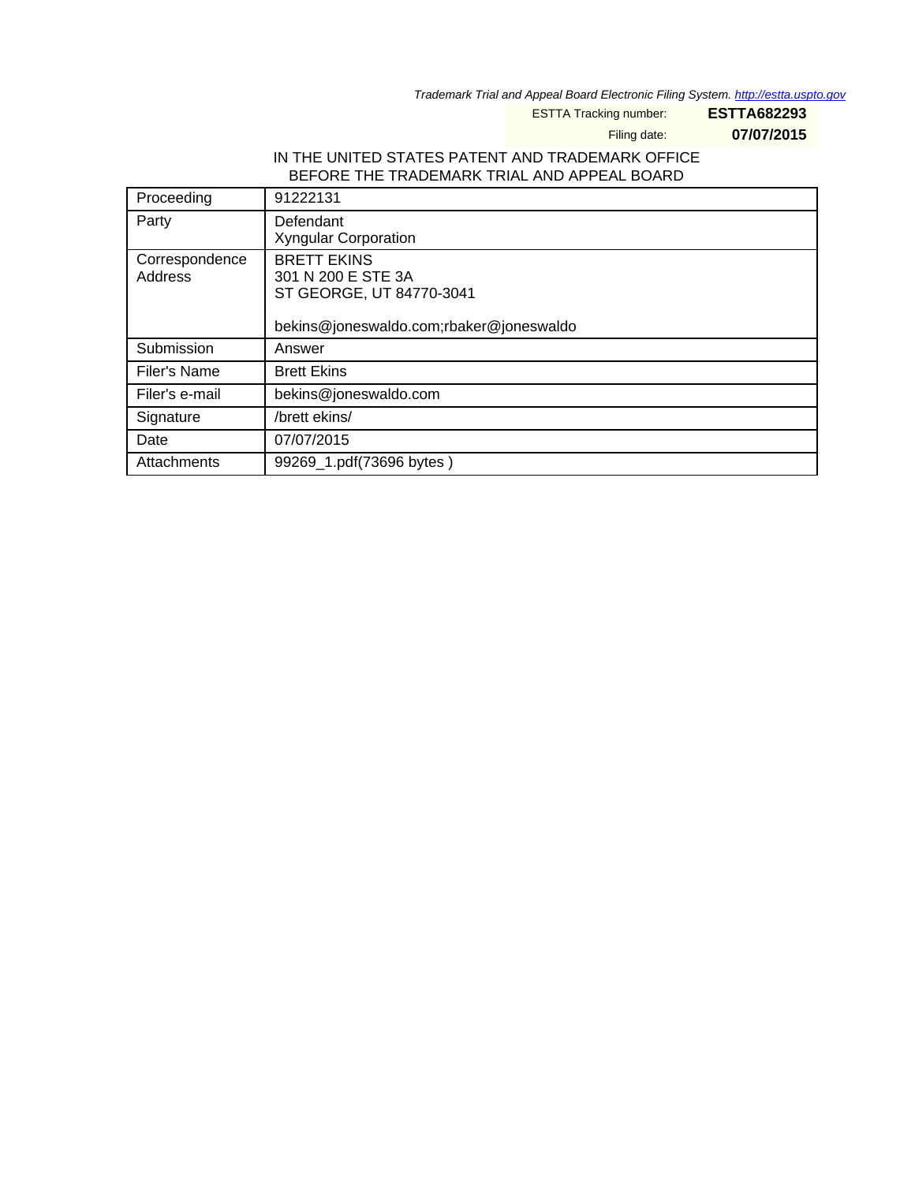*Trademark Trial and Appeal Board Electronic Filing System. http://estta.uspto.gov*

ESTTA Tracking number: **ESTTA682293**

Filing date: **07/07/2015**

IN THE UNITED STATES PATENT AND TRADEMARK OFFICE
BEFORE THE TRADEMARK TRIAL AND APPEAL BOARD

| | |
|---|---|
| Proceeding | 91222131 |
| Party | Defendant<br>Xyngular Corporation |
| Correspondence Address | BRETT EKINS<br>301 N 200 E STE 3A<br>ST GEORGE, UT 84770-3041<br><br>bekins@joneswaldo.com;rbaker@joneswaldo |
| Submission | Answer |
| Filer's Name | Brett Ekins |
| Filer's e-mail | bekins@joneswaldo.com |
| Signature | /brett ekins/ |
| Date | 07/07/2015 |
| Attachments | 99269_1.pdf(73696 bytes ) |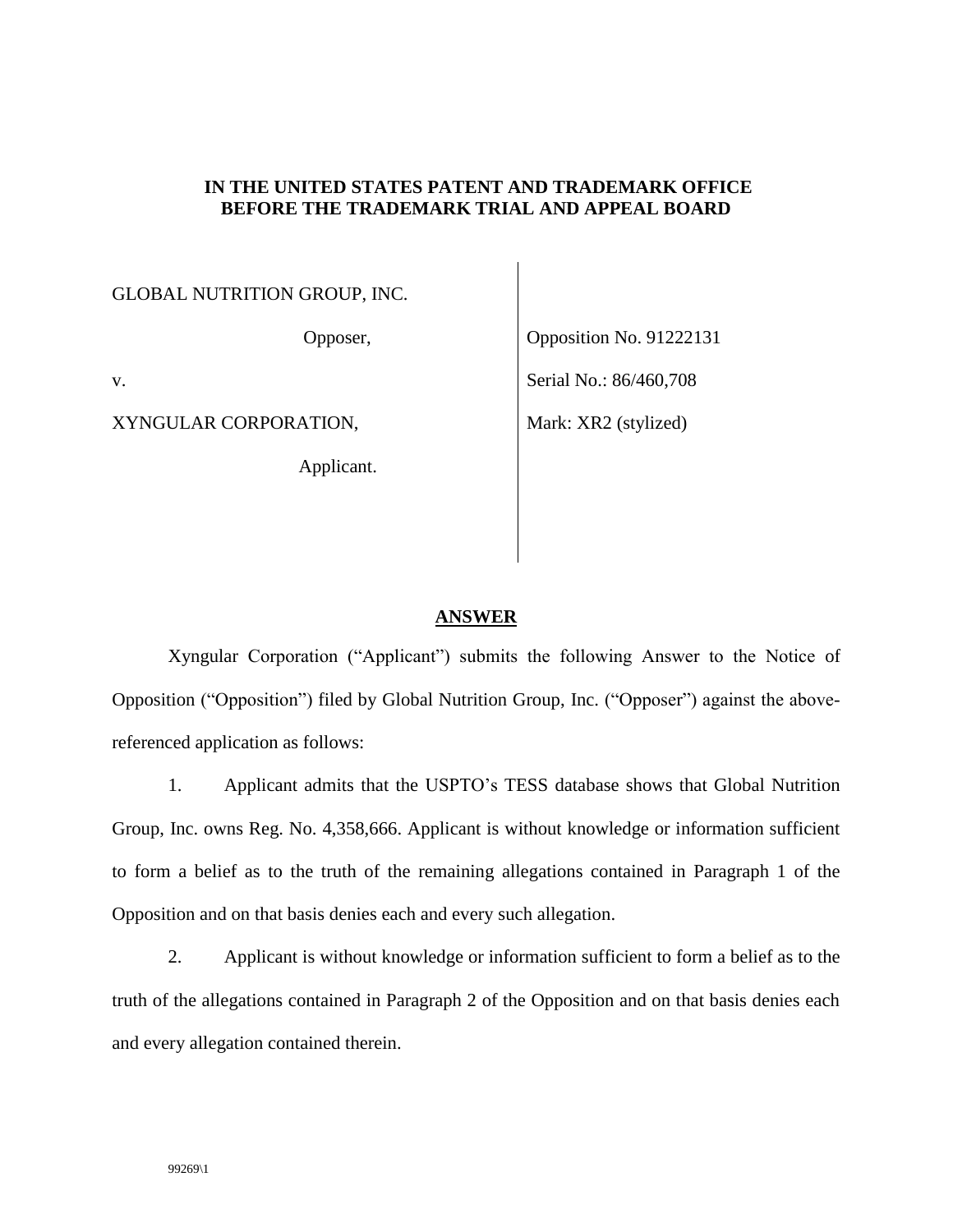**IN THE UNITED STATES PATENT AND TRADEMARK OFFICE**
**BEFORE THE TRADEMARK TRIAL AND APPEAL BOARD**

| | |
|---|---|
| GLOBAL NUTRITION GROUP, INC. | |
| Opposer, | Opposition No. 91222131 |
| v. | Serial No.: 86/460,708 |
| XYNGULAR CORPORATION, | Mark: XR2 (stylized) |
| Applicant. | |

## ANSWER

Xyngular Corporation ("Applicant") submits the following Answer to the Notice of Opposition ("Opposition") filed by Global Nutrition Group, Inc. ("Opposer") against the above-referenced application as follows:

1. Applicant admits that the USPTO's TESS database shows that Global Nutrition Group, Inc. owns Reg. No. 4,358,666. Applicant is without knowledge or information sufficient to form a belief as to the truth of the remaining allegations contained in Paragraph 1 of the Opposition and on that basis denies each and every such allegation.

2. Applicant is without knowledge or information sufficient to form a belief as to the truth of the allegations contained in Paragraph 2 of the Opposition and on that basis denies each and every allegation contained therein.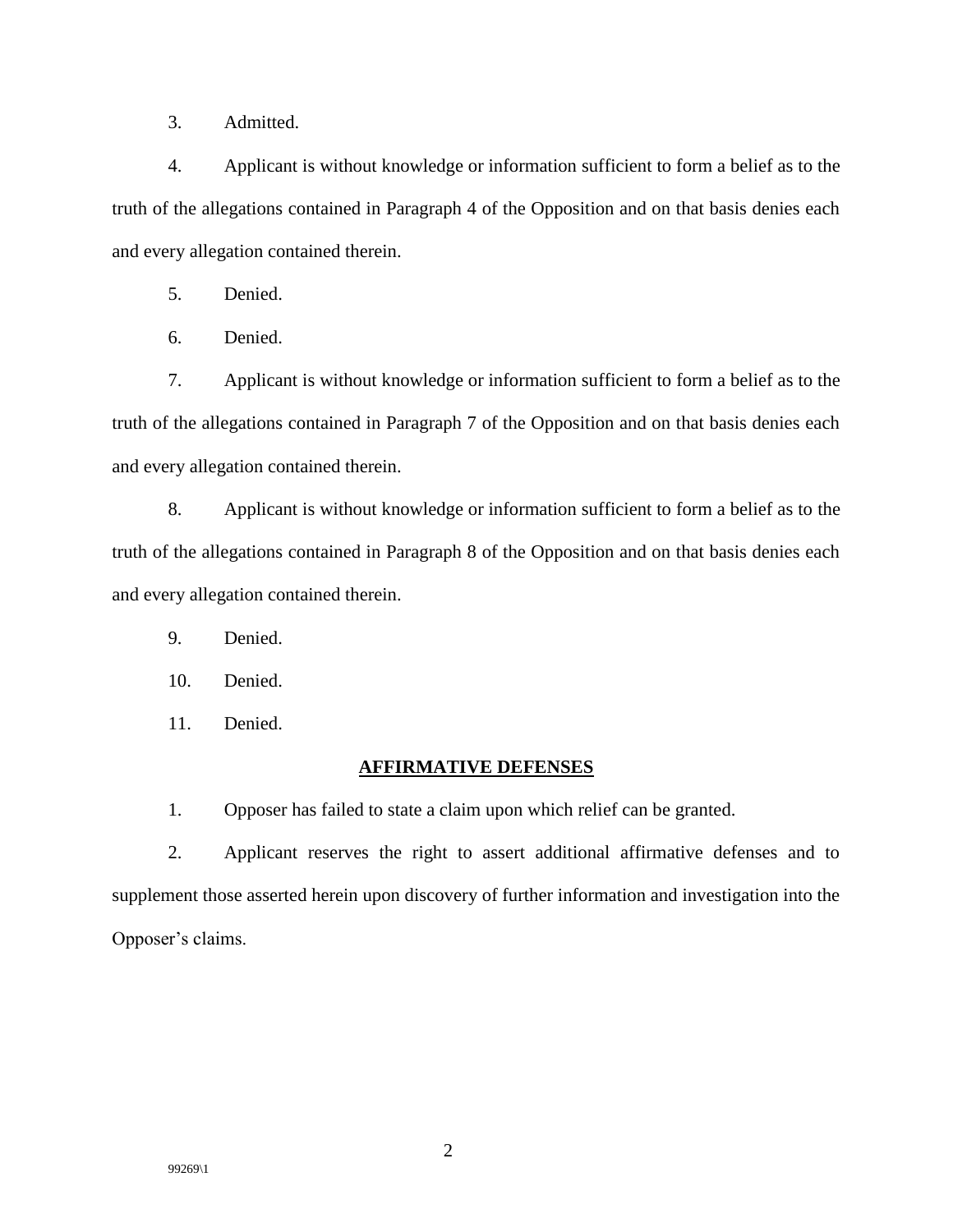3. Admitted.

4. Applicant is without knowledge or information sufficient to form a belief as to the truth of the allegations contained in Paragraph 4 of the Opposition and on that basis denies each and every allegation contained therein.

5. Denied.

6. Denied.

7. Applicant is without knowledge or information sufficient to form a belief as to the truth of the allegations contained in Paragraph 7 of the Opposition and on that basis denies each and every allegation contained therein.

8. Applicant is without knowledge or information sufficient to form a belief as to the truth of the allegations contained in Paragraph 8 of the Opposition and on that basis denies each and every allegation contained therein.

9. Denied.

10. Denied.

11. Denied.

**AFFIRMATIVE DEFENSES**

1. Opposer has failed to state a claim upon which relief can be granted.

2. Applicant reserves the right to assert additional affirmative defenses and to supplement those asserted herein upon discovery of further information and investigation into the Opposer's claims.

99269\1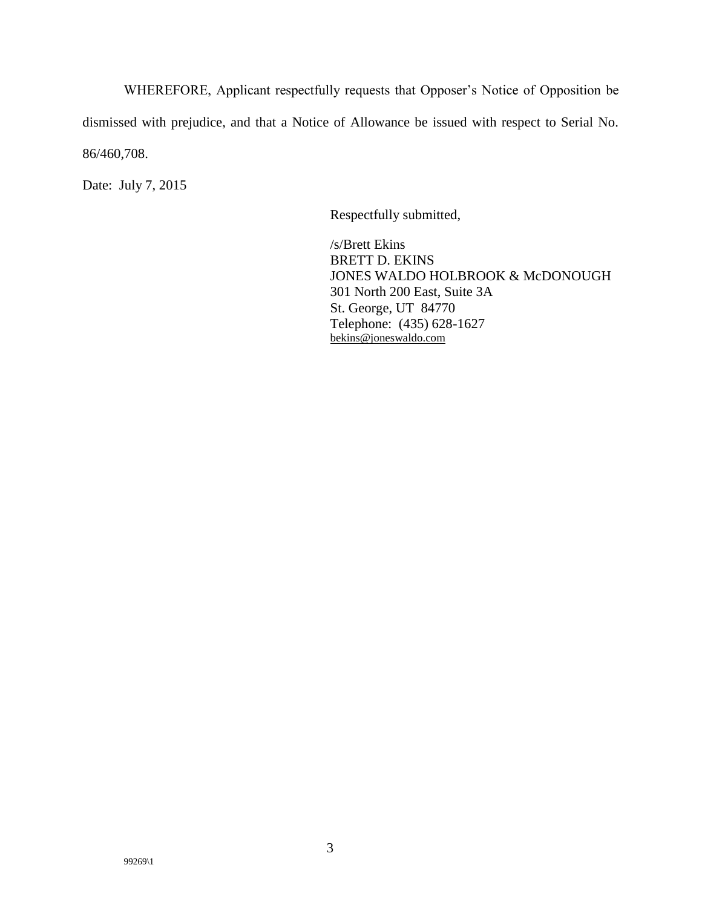WHEREFORE, Applicant respectfully requests that Opposer's Notice of Opposition be dismissed with prejudice, and that a Notice of Allowance be issued with respect to Serial No. 86/460,708.

Date: July 7, 2015

Respectfully submitted,

/s/Brett Ekins
BRETT D. EKINS
JONES WALDO HOLBROOK & McDONOUGH
301 North 200 East, Suite 3A
St. George, UT 84770
Telephone: (435) 628-1627
bekins@joneswaldo.com

99269\1